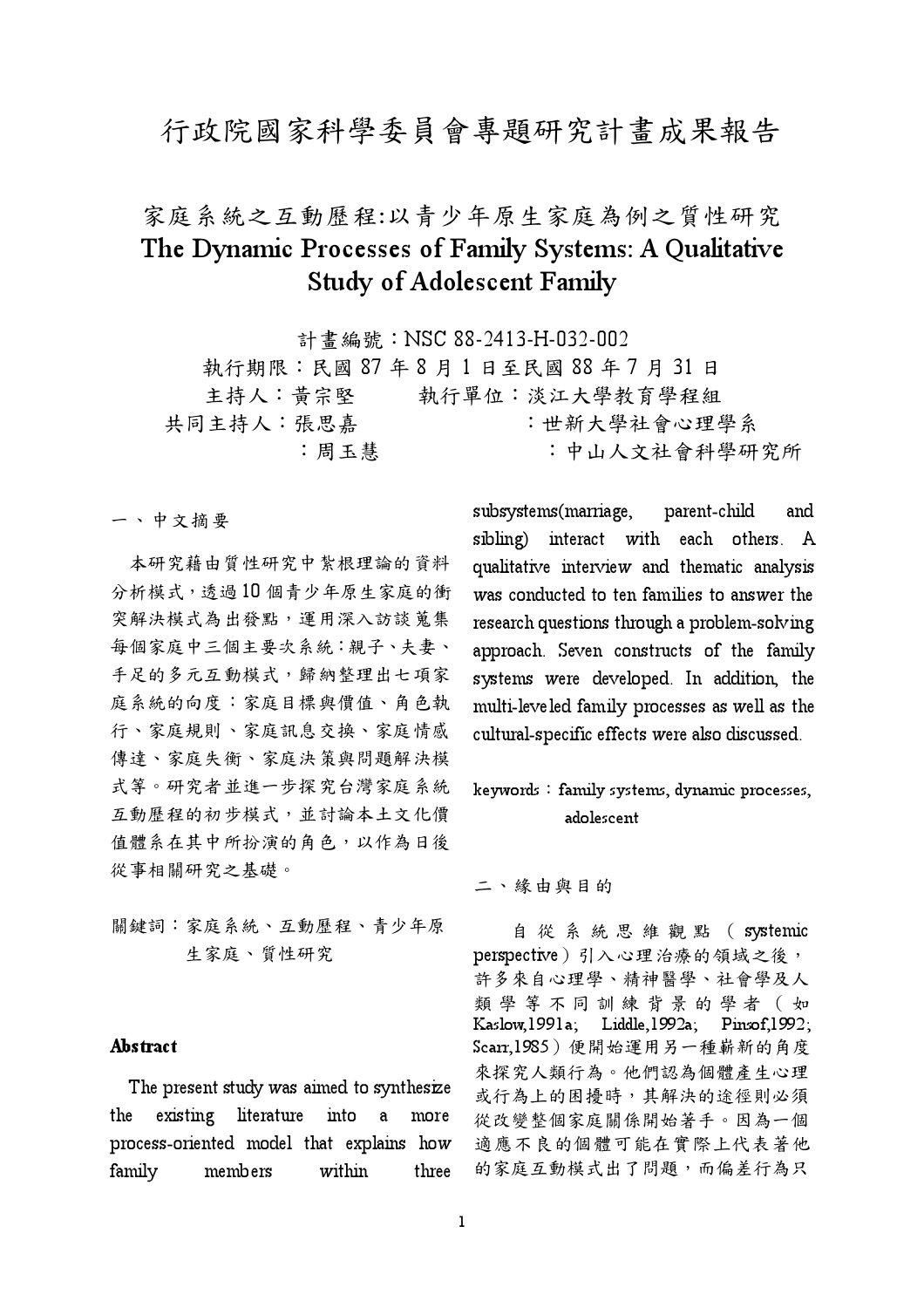# 行政院國家科學委員會專題研究計畫成果報告

## 家庭系統之互動歷程:以青少年原生家庭為例之質性研究
## The Dynamic Processes of Family Systems: A Qualitative Study of Adolescent Family

計畫編號：NSC 88-2413-H-032-002

執行期限：民國 87 年 8 月 1 日至民國 88 年 7 月 31 日

主持人：黃宗堅　　執行單位：淡江大學教育學程組

共同主持人：張思嘉　　：世新大學社會心理學系

：周玉慧　　：中山人文社會科學研究所

### 一、中文摘要

本研究藉由質性研究中紮根理論的資料分析模式，透過 10 個青少年原生家庭的衝突解決模式為出發點，運用深入訪談蒐集每個家庭中三個主要次系統：親子、夫妻、手足的多元互動模式，歸納整理出七項家庭系統的向度：家庭目標與價值、角色執行、家庭規則、家庭訊息交換、家庭情感傳達、家庭失衡、家庭決策與問題解決模式等。研究者並進一步探究台灣家庭系統互動歷程的初步模式，並討論本土文化價值體系在其中所扮演的角色，以作為日後從事相關研究之基礎。

關鍵詞：家庭系統、互動歷程、青少年原生家庭、質性研究

### Abstract

The present study was aimed to synthesize the existing literature into a more process-oriented model that explains how family members within three subsystems(marriage, parent-child and sibling) interact with each others. A qualitative interview and thematic analysis was conducted to ten families to answer the research questions through a problem-solving approach. Seven constructs of the family systems were developed. In addition, the multi-leveled family processes as well as the cultural-specific effects were also discussed.

keywords：family systems, dynamic processes, adolescent

### 二、緣由與目的

自從系統思維觀點（systemic perspective）引入心理治療的領域之後，許多來自心理學、精神醫學、社會學及人類學等不同訓練背景的學者（如 Kaslow,1991a; Liddle,1992a; Pinsof,1992; Scarr,1985）便開始運用另一種嶄新的角度來探究人類行為。他們認為個體產生心理或行為上的困擾時，其解決的途徑則必須從改變整個家庭關係開始著手。因為一個適應不良的個體可能在實際上代表著他的家庭互動模式出了問題，而偏差行為只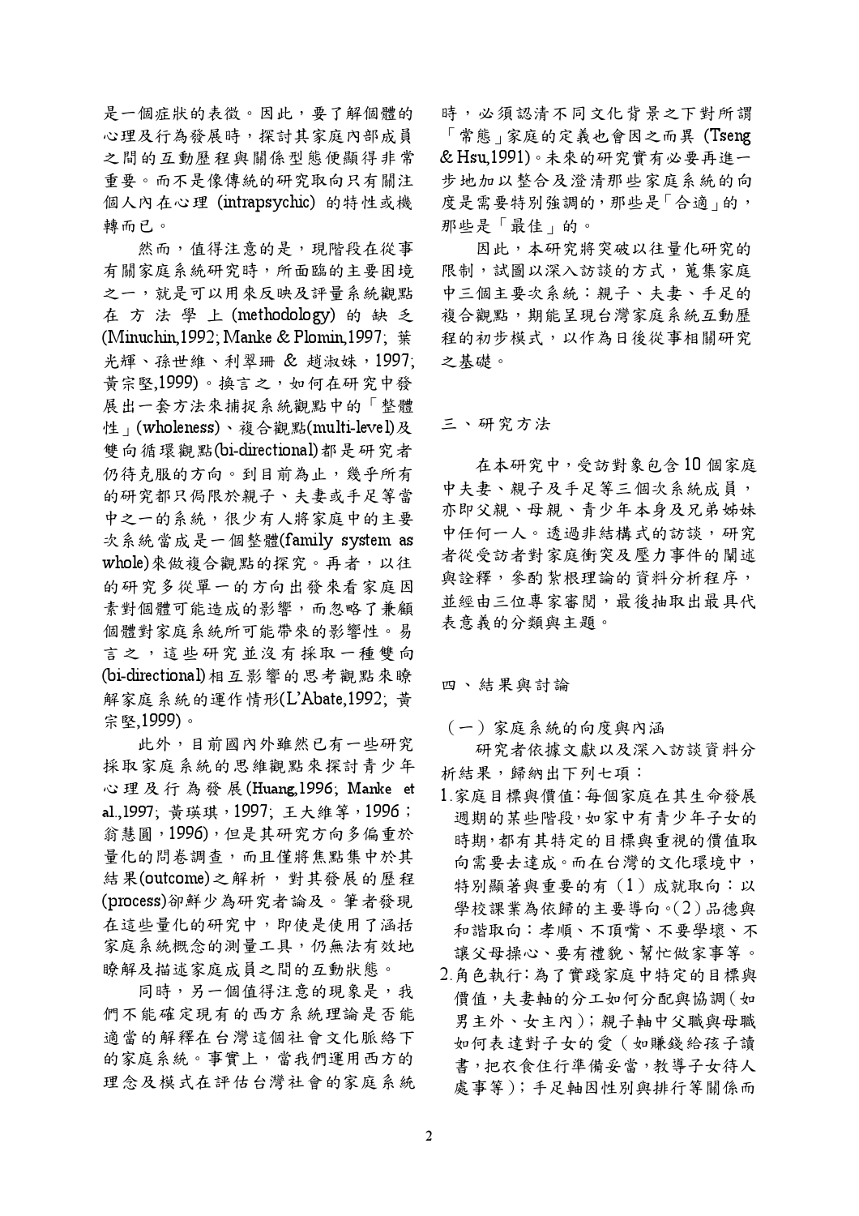是一個症狀的表徵。因此，要了解個體的心理及行為發展時，探討其家庭內部成員之間的互動歷程與關係型態便顯得非常重要。而不是像傳統的研究取向只有關注個人內在心理 (intrapsychic) 的特性或機轉而已。

然而，值得注意的是，現階段在從事有關家庭系統研究時，所面臨的主要困境之一，就是可以用來反映及評量系統觀點在方法學上 (methodology) 的缺乏 (Minuchin,1992; Manke & Plomin,1997; 葉光輝、孫世維、利翠珊 & 趙淑姝，1997; 黃宗堅,1999)。換言之，如何在研究中發展出一套方法來捕捉系統觀點中的「整體性」(wholeness)、複合觀點(multi-level)及雙向循環觀點(bi-directional)都是研究者仍待克服的方向。到目前為止，幾乎所有的研究都只侷限於親子、夫妻或手足等當中之一的系統，很少有人將家庭中的主要次系統當成是一個整體(family system as whole)來做複合觀點的探究。再者，以往的研究多從單一的方向出發來看家庭因素對個體可能造成的影響，而忽略了兼顧個體對家庭系統所可能帶來的影響性。易言之，這些研究並沒有採取一種雙向(bi-directional)相互影響的思考觀點來瞭解家庭系統的運作情形(L'Abate,1992; 黃宗堅,1999)。

此外，目前國內外雖然已有一些研究採取家庭系統的思維觀點來探討青少年心理及行為發展(Huang,1996; Manke et al.,1997; 黃瑛琪，1997; 王大維等，1996；翁慧圓，1996)，但是其研究方向多偏重於量化的問卷調查，而且僅將焦點集中於其結果(outcome)之解析，對其發展的歷程(process)卻鮮少為研究者論及。筆者發現在這些量化的研究中，即使是使用了涵括家庭系統概念的測量工具，仍無法有效地瞭解及描述家庭成員之間的互動狀態。

同時，另一個值得注意的現象是，我們不能確定現有的西方系統理論是否能適當的解釋在台灣這個社會文化脈絡下的家庭系統。事實上，當我們運用西方的理念及模式在評估台灣社會的家庭系統時，必須認清不同文化背景之下對所謂「常態」家庭的定義也會因之而異 (Tseng & Hsu,1991)。未來的研究實有必要再進一步地加以整合及澄清那些家庭系統的向度是需要特別強調的，那些是「合適」的，那些是「最佳」的。

因此，本研究將突破以往量化研究的限制，試圖以深入訪談的方式，蒐集家庭中三個主要次系統：親子、夫妻、手足的複合觀點，期能呈現台灣家庭系統互動歷程的初步模式，以作為日後從事相關研究之基礎。

## 三、研究方法

在本研究中，受訪對象包含 10 個家庭中夫妻、親子及手足等三個次系統成員，亦即父親、母親、青少年本身及兄弟姊妹中任何一人。透過非結構式的訪談，研究者從受訪者對家庭衝突及壓力事件的闡述與詮釋，參酌紮根理論的資料分析程序，並經由三位專家審閱，最後抽取出最具代表意義的分類與主題。

## 四、結果與討論

### （一）家庭系統的向度與內涵

研究者依據文獻以及深入訪談資料分析結果，歸納出下列七項：

1. 家庭目標與價值：每個家庭在其生命發展週期的某些階段，如家中有青少年子女的時期，都有其特定的目標與重視的價值取向需要去達成。而在台灣的文化環境中，特別顯著與重要的有（1）成就取向：以學校課業為依歸的主要導向。(2)品德與和諧取向：孝順、不頂嘴、不要學壞、不讓父母操心、要有禮貌、幫忙做家事等。
2. 角色執行：為了實踐家庭中特定的目標與價值，夫妻軸的分工如何分配與協調(如男主外、女主內)；親子軸中父職與母職如何表達對子女的愛(如賺錢給孩子讀書，把衣食住行準備妥當，教導子女待人處事等)；手足軸因性別與排行等關係而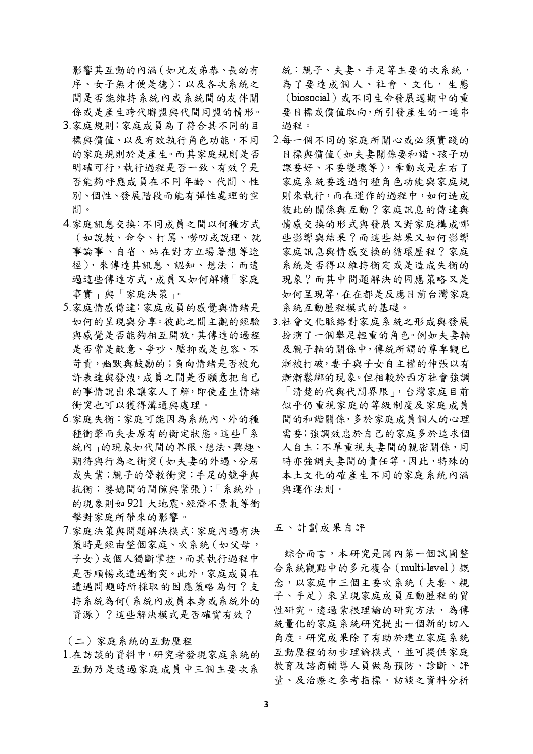影響其互動的內涵（如兄友弟恭、長幼有序、女子無才便是德）；以及各次系統之間是否能維持系統內或系統間的友伴關係或是產生跨代聯盟與代間同盟的情形。

3.家庭規則：家庭成員為了符合其不同的目標與價值、以及有效執行角色功能，不同的家庭規則於是產生。而其家庭規則是否明確可行，執行過程是否一致、有效？是否能夠呼應成員在不同年齡、代間、性別、個性、發展階段而能有彈性處理的空間。

4.家庭訊息交換：不同成員之間以何種方式（如說教、命令、打罵、嘮叨或說理、就事論事、自省、站在對方立場著想等途徑），來傳達其訊息、認知、想法；而透過這些傳達方式，成員又如何解讀「家庭事實」與「家庭決策」。

5.家庭情感傳達：家庭成員的感覺與情緒是如何的呈現與分享。彼此之間主觀的經驗與感覺是否能夠相互開放，其傳達的過程是否常是敵意、爭吵、壓抑或是包容、不苛責，幽默與鼓勵的；負向情緒是否被允許表達與發洩，成員之間是否願意把自己的事情說出來讓家人了解，即使產生情緒衝突也可以獲得溝通與處理。

6.家庭失衡：家庭可能因為系統內、外的種種衝擊而失去原有的衡定狀態。這些「系統內」的現象如代間的界限、想法、興趣、期待與行為之衝突（如夫妻的外遇、分居或失業；親子的管教衝突；手足的競爭與抗衡；婆媳間的間隙與緊張）；「系統外」的現象則如 921 大地震、經濟不景氣等衝擊對家庭所帶來的影響。

7.家庭決策與問題解決模式：家庭內遇有決策時是經由整個家庭、次系統（如父母，子女）或個人獨斷掌控，而其執行過程中是否順暢或遭遇衝突。此外，家庭成員在遭遇問題時所採取的因應策略為何？支持系統為何（系統內成員本身或系統外的資源）？這些解決模式是否確實有效？

（二）家庭系統的互動歷程

1.在訪談的資料中，研究者發現家庭系統的互動乃是透過家庭成員中三個主要次系統：親子、夫妻、手足等主要的次系統，為了要達成個人、社會、文化，生態（biosocial）或不同生命發展週期中的重要目標或價值取向，所引發產生的一連串過程。

2.每一個不同的家庭所關心或必須實踐的目標與價值（如夫妻關係要和諧、孩子功課要好、不要變壞等），牽動或是左右了家庭系統要透過何種角色功能與家庭規則來執行，而在運作的過程中，如何造成彼此的關係與互動？家庭訊息的傳達與情感交換的形式與發展又對家庭構成哪些影響與結果？而這些結果又如何影響家庭訊息與情感交換的循環歷程？家庭系統是否得以維持衡定或是造成失衡的現象？而其中問題解決的因應策略又是如何呈現等，在在都是反應目前台灣家庭系統互動歷程模式的基礎。

3.社會文化脈絡對家庭系統之形成與發展扮演了一個舉足輕重的角色。例如夫妻軸及親子軸的關係中，傳統所謂的尊卑觀已漸被打破，妻子與子女自主權的伸張以有漸漸鬆綁的現象。但相較於西方社會強調「清楚的代與代間界限」，台灣家庭目前似乎仍重視家庭的等級制度及家庭成員間的和諧關係，多於家庭成員個人的心理需要；強調效忠於自己的家庭多於追求個人自主；不單重視夫妻間的親密關係，同時亦強調夫妻間的責任等。因此，特殊的本土文化的確產生不同的家庭系統內涵與運作法則。

## 五、計劃成果自評

綜合而言，本研究是國內第一個試圖整合系統觀點中的多元複合（multi-level）概念，以家庭中三個主要次系統（夫妻、親子、手足）來呈現家庭成員互動歷程的質性研究。透過紮根理論的研究方法，為傳統量化的家庭系統研究提出一個新的切入角度。研究成果除了有助於建立家庭系統互動歷程的初步理論模式，並可提供家庭教育及諮商輔導人員做為預防、診斷、評量、及治療之參考指標。訪談之資料分析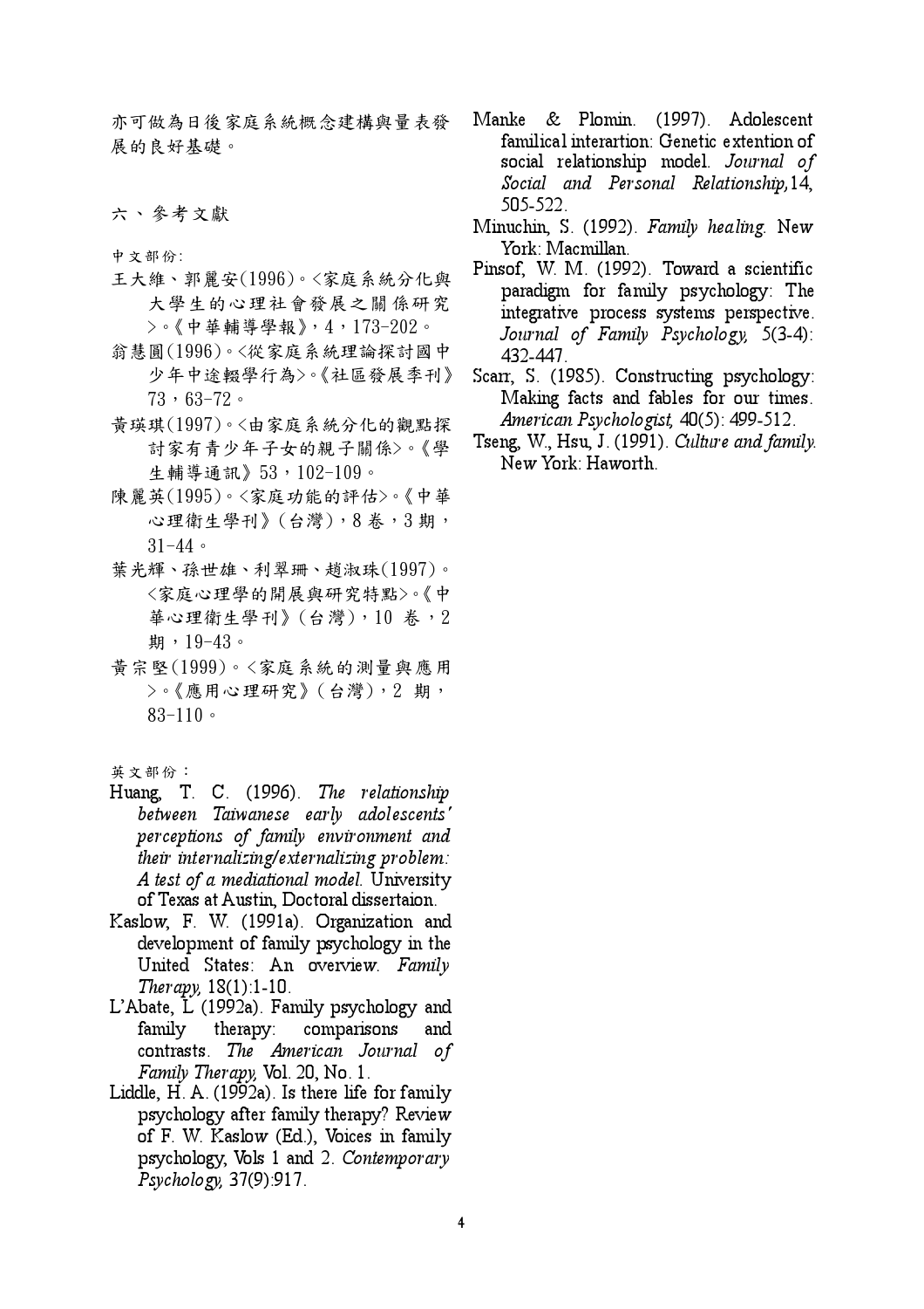亦可做為日後家庭系統概念建構與量表發展的良好基礎。

## 六、參考文獻

中文部份:

王大維、郭麗安(1996)。<家庭系統分化與大學生的心理社會發展之關係研究>。《中華輔導學報》，4，173-202。

翁慧圓(1996)。<從家庭系統理論探討國中少年中途輟學行為>。《社區發展季刊》73，63-72。

黃瑛琪(1997)。<由家庭系統分化的觀點探討家有青少年子女的親子關係>。《學生輔導通訊》53，102-109。

陳麗英(1995)。<家庭功能的評估>。《中華心理衛生學刊》(台灣)，8 卷，3 期，31-44。

葉光輝、孫世雄、利翠珊、趙淑珠(1997)。<家庭心理學的開展與研究特點>。《中華心理衛生學刊》(台灣)，10 卷，2 期，19-43。

黃宗堅(1999)。<家庭系統的測量與應用>。《應用心理研究》(台灣)，2 期，83-110。

英文部份：

Huang, T. C. (1996). *The relationship between Taiwanese early adolescents' perceptions of family environment and their internalizing/externalizing problem: A test of a mediational model.* University of Texas at Austin, Doctoral dissertaion.

Kaslow, F. W. (1991a). Organization and development of family psychology in the United States: An overview. *Family Therapy,* 18(1):1-10.

L'Abate, L (1992a). Family psychology and family therapy: comparisons and contrasts. *The American Journal of Family Therapy,* Vol. 20, No. 1.

Liddle, H. A. (1992a). Is there life for family psychology after family therapy? Review of F. W. Kaslow (Ed.), Voices in family psychology, Vols 1 and 2. *Contemporary Psychology,* 37(9):917.

Manke & Plomin. (1997). Adolescent familical interartion: Genetic extention of social relationship model. *Journal of Social and Personal Relationship,* 14, 505-522.

Minuchin, S. (1992). *Family healing.* New York: Macmillan.

Pinsof, W. M. (1992). Toward a scientific paradigm for family psychology: The integrative process systems perspective. *Journal of Family Psychology,* 5(3-4): 432-447.

Scarr, S. (1985). Constructing psychology: Making facts and fables for our times. *American Psychologist,* 40(5): 499-512.

Tseng, W., Hsu, J. (1991). *Culture and family.* New York: Haworth.